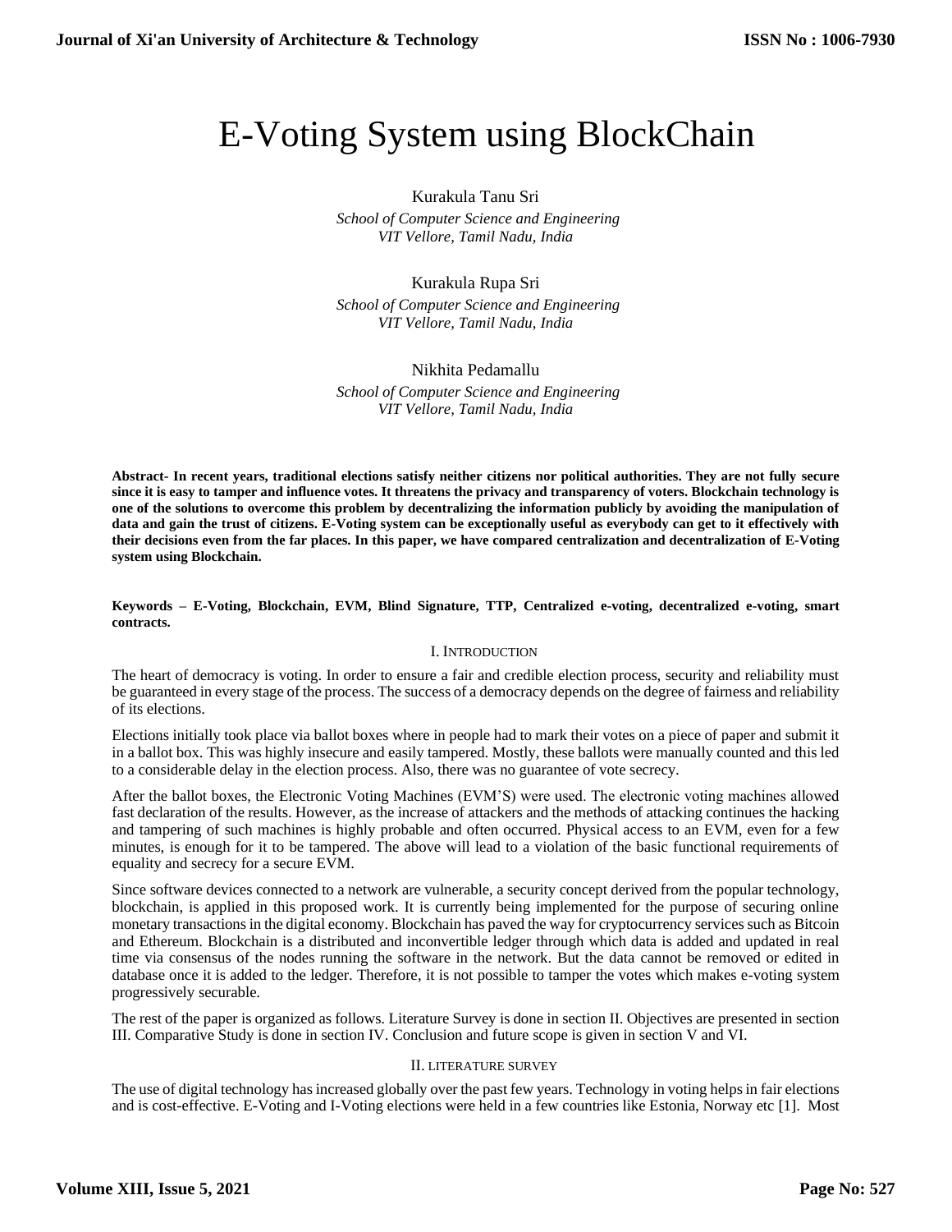# E-Voting System using BlockChain

Kurakula Tanu Sri
*School of Computer Science and Engineering*
*VIT Vellore, Tamil Nadu, India*

Kurakula Rupa Sri
*School of Computer Science and Engineering*
*VIT Vellore, Tamil Nadu, India*

Nikhita Pedamallu
*School of Computer Science and Engineering*
*VIT Vellore, Tamil Nadu, India*

**Abstract- In recent years, traditional elections satisfy neither citizens nor political authorities. They are not fully secure since it is easy to tamper and influence votes. It threatens the privacy and transparency of voters. Blockchain technology is one of the solutions to overcome this problem by decentralizing the information publicly by avoiding the manipulation of data and gain the trust of citizens. E-Voting system can be exceptionally useful as everybody can get to it effectively with their decisions even from the far places. In this paper, we have compared centralization and decentralization of E-Voting system using Blockchain.**

**Keywords – E-Voting, Blockchain, EVM, Blind Signature, TTP, Centralized e-voting, decentralized e-voting, smart contracts.**

## I. INTRODUCTION

The heart of democracy is voting. In order to ensure a fair and credible election process, security and reliability must be guaranteed in every stage of the process. The success of a democracy depends on the degree of fairness and reliability of its elections.

Elections initially took place via ballot boxes where in people had to mark their votes on a piece of paper and submit it in a ballot box. This was highly insecure and easily tampered. Mostly, these ballots were manually counted and this led to a considerable delay in the election process. Also, there was no guarantee of vote secrecy.

After the ballot boxes, the Electronic Voting Machines (EVM'S) were used. The electronic voting machines allowed fast declaration of the results. However, as the increase of attackers and the methods of attacking continues the hacking and tampering of such machines is highly probable and often occurred. Physical access to an EVM, even for a few minutes, is enough for it to be tampered. The above will lead to a violation of the basic functional requirements of equality and secrecy for a secure EVM.

Since software devices connected to a network are vulnerable, a security concept derived from the popular technology, blockchain, is applied in this proposed work. It is currently being implemented for the purpose of securing online monetary transactions in the digital economy. Blockchain has paved the way for cryptocurrency services such as Bitcoin and Ethereum. Blockchain is a distributed and inconvertible ledger through which data is added and updated in real time via consensus of the nodes running the software in the network. But the data cannot be removed or edited in database once it is added to the ledger. Therefore, it is not possible to tamper the votes which makes e-voting system progressively securable.

The rest of the paper is organized as follows. Literature Survey is done in section II. Objectives are presented in section III. Comparative Study is done in section IV. Conclusion and future scope is given in section V and VI.

## II. LITERATURE SURVEY

The use of digital technology has increased globally over the past few years. Technology in voting helps in fair elections and is cost-effective. E-Voting and I-Voting elections were held in a few countries like Estonia, Norway etc [1]. Most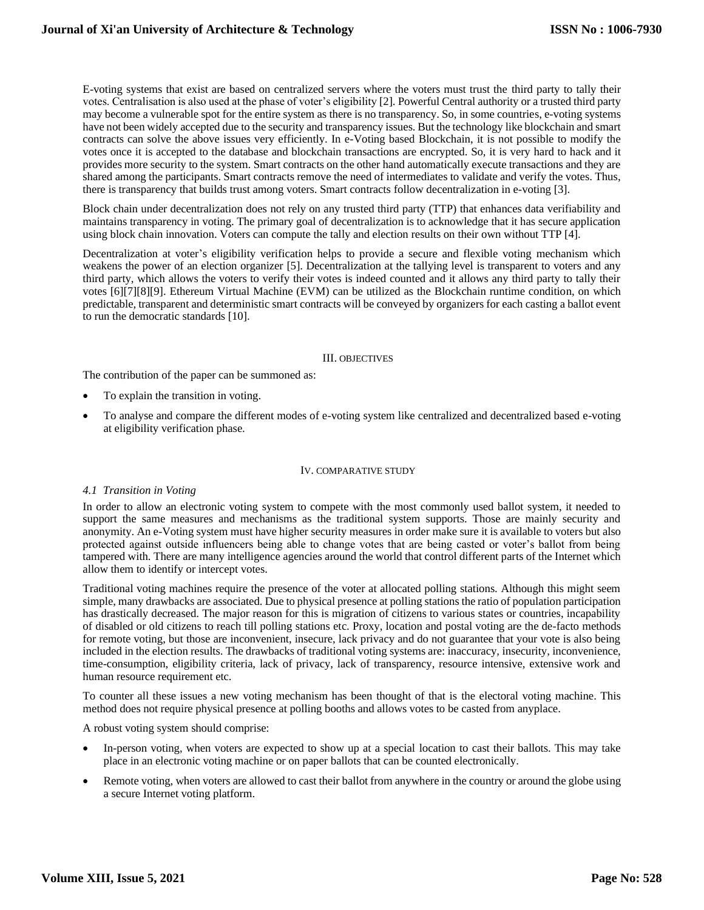E-voting systems that exist are based on centralized servers where the voters must trust the third party to tally their votes. Centralisation is also used at the phase of voter's eligibility [2]. Powerful Central authority or a trusted third party may become a vulnerable spot for the entire system as there is no transparency. So, in some countries, e-voting systems have not been widely accepted due to the security and transparency issues. But the technology like blockchain and smart contracts can solve the above issues very efficiently. In e-Voting based Blockchain, it is not possible to modify the votes once it is accepted to the database and blockchain transactions are encrypted. So, it is very hard to hack and it provides more security to the system. Smart contracts on the other hand automatically execute transactions and they are shared among the participants. Smart contracts remove the need of intermediates to validate and verify the votes. Thus, there is transparency that builds trust among voters. Smart contracts follow decentralization in e-voting [3].

Block chain under decentralization does not rely on any trusted third party (TTP) that enhances data verifiability and maintains transparency in voting. The primary goal of decentralization is to acknowledge that it has secure application using block chain innovation. Voters can compute the tally and election results on their own without TTP [4].

Decentralization at voter's eligibility verification helps to provide a secure and flexible voting mechanism which weakens the power of an election organizer [5]. Decentralization at the tallying level is transparent to voters and any third party, which allows the voters to verify their votes is indeed counted and it allows any third party to tally their votes [6][7][8][9]. Ethereum Virtual Machine (EVM) can be utilized as the Blockchain runtime condition, on which predictable, transparent and deterministic smart contracts will be conveyed by organizers for each casting a ballot event to run the democratic standards [10].

## III. OBJECTIVES

The contribution of the paper can be summoned as:

- To explain the transition in voting.
- To analyse and compare the different modes of e-voting system like centralized and decentralized based e-voting at eligibility verification phase.

## IV. COMPARATIVE STUDY

### *4.1 Transition in Voting*

In order to allow an electronic voting system to compete with the most commonly used ballot system, it needed to support the same measures and mechanisms as the traditional system supports. Those are mainly security and anonymity. An e-Voting system must have higher security measures in order make sure it is available to voters but also protected against outside influencers being able to change votes that are being casted or voter's ballot from being tampered with. There are many intelligence agencies around the world that control different parts of the Internet which allow them to identify or intercept votes.

Traditional voting machines require the presence of the voter at allocated polling stations. Although this might seem simple, many drawbacks are associated. Due to physical presence at polling stations the ratio of population participation has drastically decreased. The major reason for this is migration of citizens to various states or countries, incapability of disabled or old citizens to reach till polling stations etc. Proxy, location and postal voting are the de-facto methods for remote voting, but those are inconvenient, insecure, lack privacy and do not guarantee that your vote is also being included in the election results. The drawbacks of traditional voting systems are: inaccuracy, insecurity, inconvenience, time-consumption, eligibility criteria, lack of privacy, lack of transparency, resource intensive, extensive work and human resource requirement etc.

To counter all these issues a new voting mechanism has been thought of that is the electoral voting machine. This method does not require physical presence at polling booths and allows votes to be casted from anyplace.

A robust voting system should comprise:

- In-person voting, when voters are expected to show up at a special location to cast their ballots. This may take place in an electronic voting machine or on paper ballots that can be counted electronically.
- Remote voting, when voters are allowed to cast their ballot from anywhere in the country or around the globe using a secure Internet voting platform.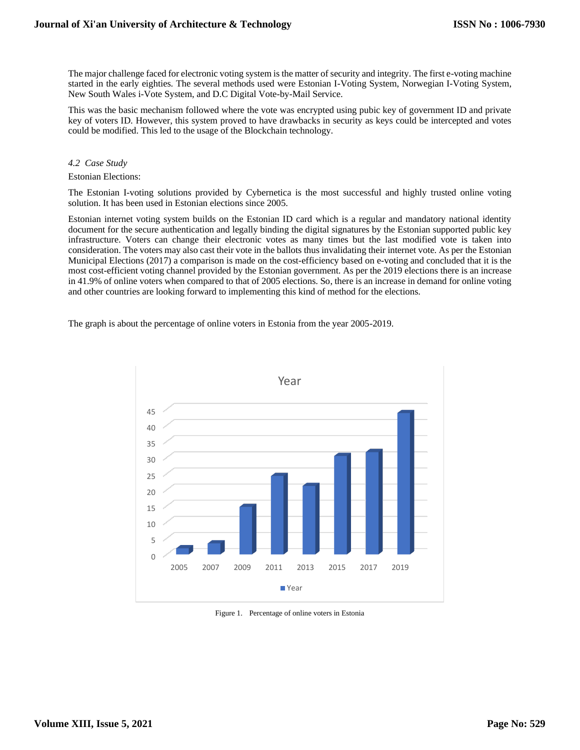The major challenge faced for electronic voting system is the matter of security and integrity. The first e-voting machine started in the early eighties. The several methods used were Estonian I-Voting System, Norwegian I-Voting System, New South Wales i-Vote System, and D.C Digital Vote-by-Mail Service.

This was the basic mechanism followed where the vote was encrypted using pubic key of government ID and private key of voters ID. However, this system proved to have drawbacks in security as keys could be intercepted and votes could be modified. This led to the usage of the Blockchain technology.

### *4.2 Case Study*

Estonian Elections:

The Estonian I-voting solutions provided by Cybernetica is the most successful and highly trusted online voting solution. It has been used in Estonian elections since 2005.

Estonian internet voting system builds on the Estonian ID card which is a regular and mandatory national identity document for the secure authentication and legally binding the digital signatures by the Estonian supported public key infrastructure. Voters can change their electronic votes as many times but the last modified vote is taken into consideration. The voters may also cast their vote in the ballots thus invalidating their internet vote. As per the Estonian Municipal Elections (2017) a comparison is made on the cost-efficiency based on e-voting and concluded that it is the most cost-efficient voting channel provided by the Estonian government. As per the 2019 elections there is an increase in 41.9% of online voters when compared to that of 2005 elections. So, there is an increase in demand for online voting and other countries are looking forward to implementing this kind of method for the elections.

The graph is about the percentage of online voters in Estonia from the year 2005-2019.

Figure 1. Percentage of online voters in Estonia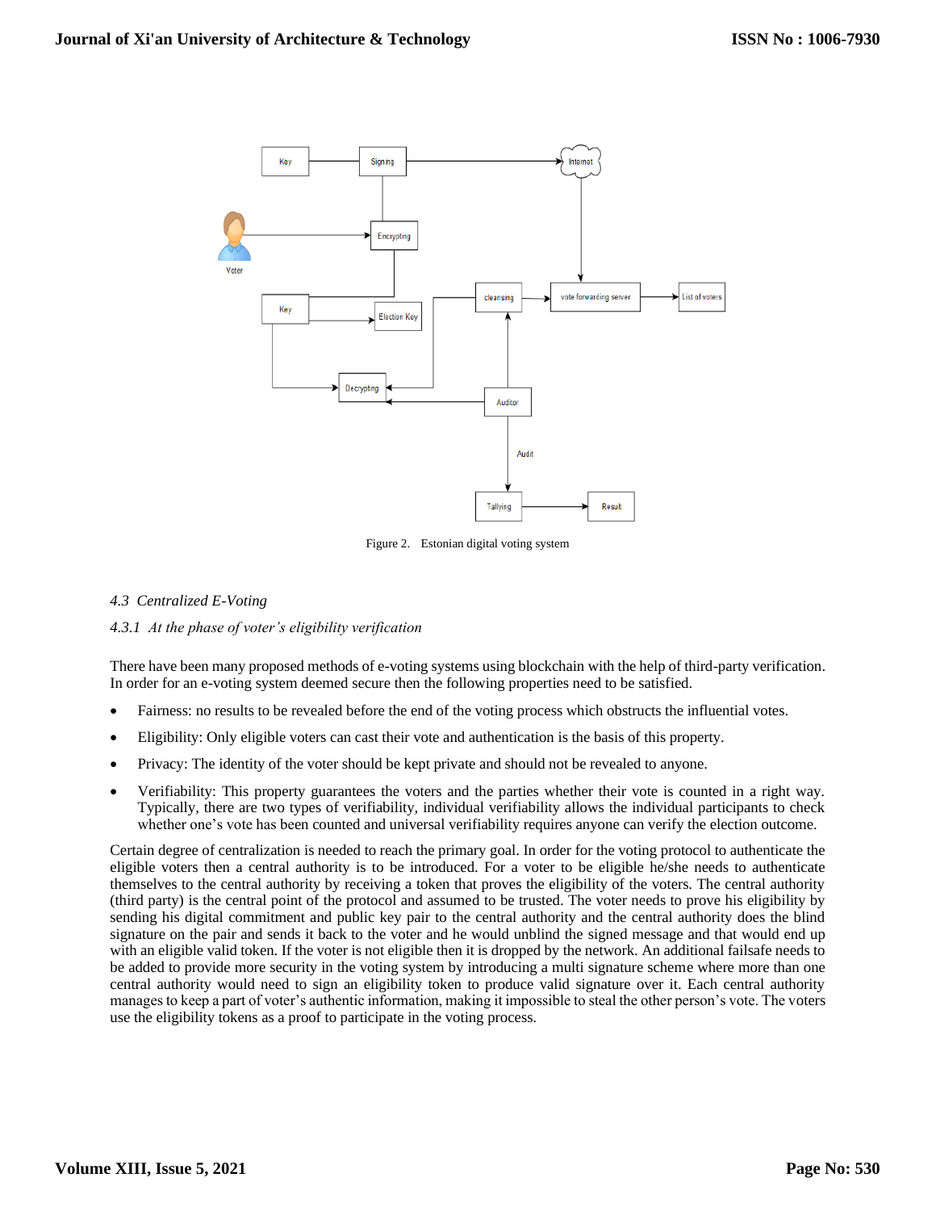Figure 2. Estonian digital voting system

### 4.3 Centralized E-Voting

#### 4.3.1 At the phase of voter's eligibility verification

There have been many proposed methods of e-voting systems using blockchain with the help of third-party verification. In order for an e-voting system deemed secure then the following properties need to be satisfied.

- Fairness: no results to be revealed before the end of the voting process which obstructs the influential votes.
- Eligibility: Only eligible voters can cast their vote and authentication is the basis of this property.
- Privacy: The identity of the voter should be kept private and should not be revealed to anyone.
- Verifiability: This property guarantees the voters and the parties whether their vote is counted in a right way. Typically, there are two types of verifiability, individual verifiability allows the individual participants to check whether one's vote has been counted and universal verifiability requires anyone can verify the election outcome.

Certain degree of centralization is needed to reach the primary goal. In order for the voting protocol to authenticate the eligible voters then a central authority is to be introduced. For a voter to be eligible he/she needs to authenticate themselves to the central authority by receiving a token that proves the eligibility of the voters. The central authority (third party) is the central point of the protocol and assumed to be trusted. The voter needs to prove his eligibility by sending his digital commitment and public key pair to the central authority and the central authority does the blind signature on the pair and sends it back to the voter and he would unblind the signed message and that would end up with an eligible valid token. If the voter is not eligible then it is dropped by the network. An additional failsafe needs to be added to provide more security in the voting system by introducing a multi signature scheme where more than one central authority would need to sign an eligibility token to produce valid signature over it. Each central authority manages to keep a part of voter's authentic information, making it impossible to steal the other person's vote. The voters use the eligibility tokens as a proof to participate in the voting process.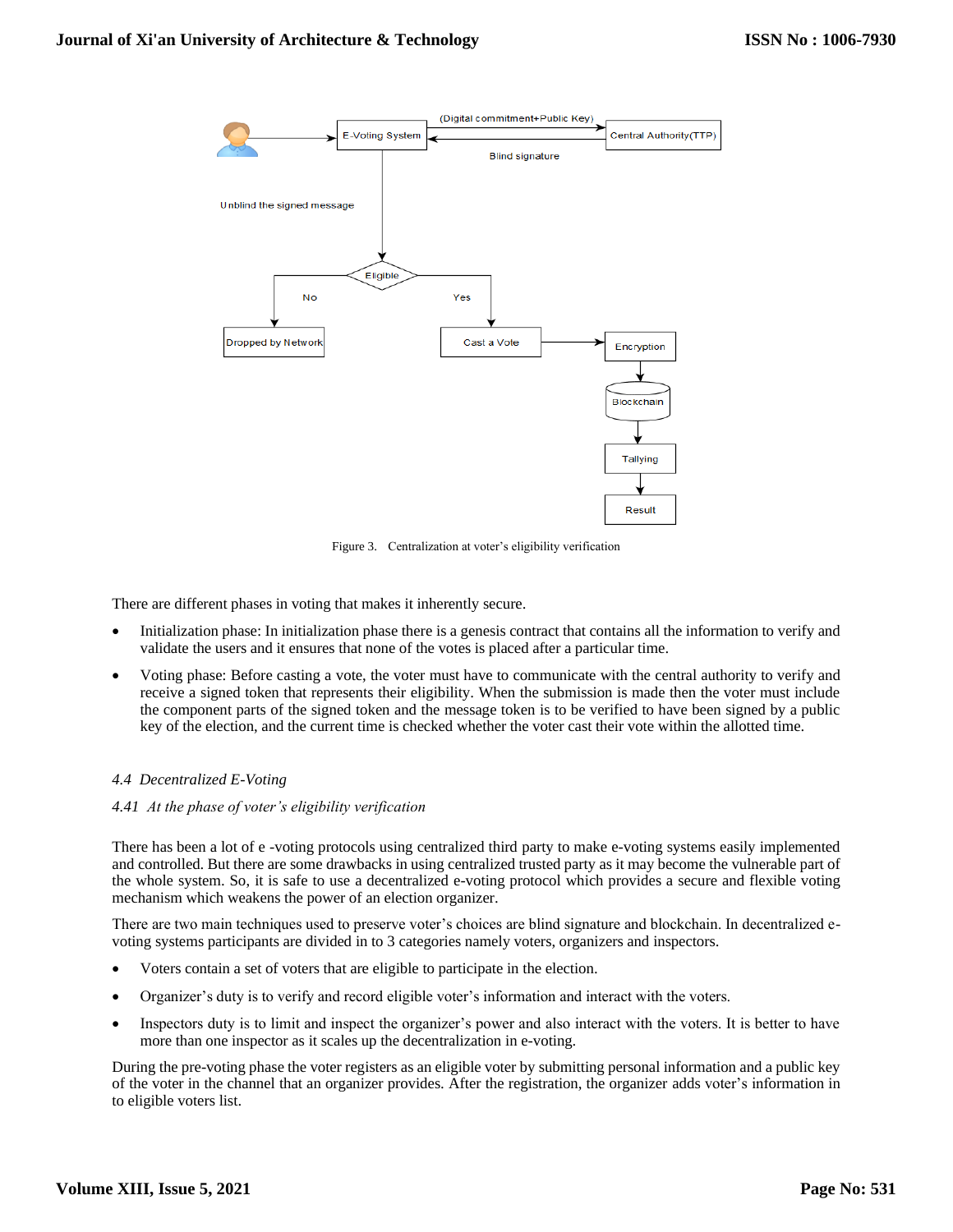Figure 3. Centralization at voter's eligibility verification

There are different phases in voting that makes it inherently secure.

- Initialization phase: In initialization phase there is a genesis contract that contains all the information to verify and validate the users and it ensures that none of the votes is placed after a particular time.
- Voting phase: Before casting a vote, the voter must have to communicate with the central authority to verify and receive a signed token that represents their eligibility. When the submission is made then the voter must include the component parts of the signed token and the message token is to be verified to have been signed by a public key of the election, and the current time is checked whether the voter cast their vote within the allotted time.

### *4.4 Decentralized E-Voting*

#### *4.41 At the phase of voter's eligibility verification*

There has been a lot of e -voting protocols using centralized third party to make e-voting systems easily implemented and controlled. But there are some drawbacks in using centralized trusted party as it may become the vulnerable part of the whole system. So, it is safe to use a decentralized e-voting protocol which provides a secure and flexible voting mechanism which weakens the power of an election organizer.

There are two main techniques used to preserve voter's choices are blind signature and blockchain. In decentralized e-voting systems participants are divided in to 3 categories namely voters, organizers and inspectors.

- Voters contain a set of voters that are eligible to participate in the election.
- Organizer's duty is to verify and record eligible voter's information and interact with the voters.
- Inspectors duty is to limit and inspect the organizer's power and also interact with the voters. It is better to have more than one inspector as it scales up the decentralization in e-voting.

During the pre-voting phase the voter registers as an eligible voter by submitting personal information and a public key of the voter in the channel that an organizer provides. After the registration, the organizer adds voter's information in to eligible voters list.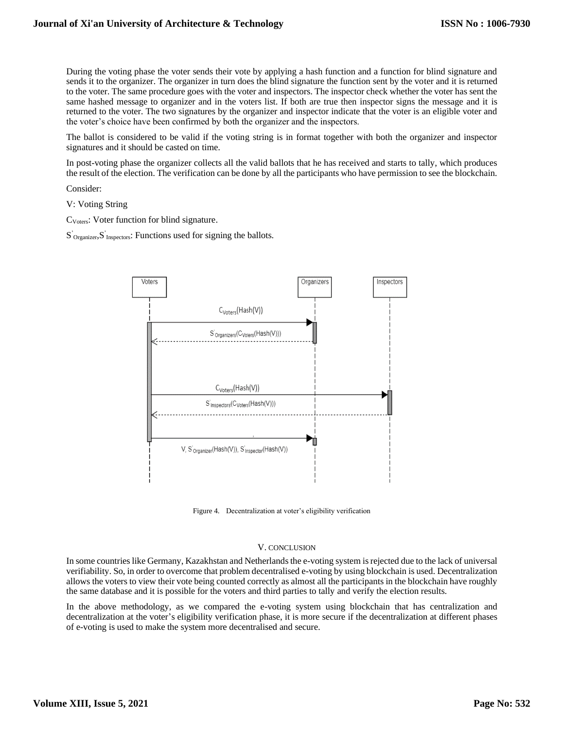During the voting phase the voter sends their vote by applying a hash function and a function for blind signature and sends it to the organizer. The organizer in turn does the blind signature the function sent by the voter and it is returned to the voter. The same procedure goes with the voter and inspectors. The inspector check whether the voter has sent the same hashed message to organizer and in the voters list. If both are true then inspector signs the message and it is returned to the voter. The two signatures by the organizer and inspector indicate that the voter is an eligible voter and the voter's choice have been confirmed by both the organizer and the inspectors.

The ballot is considered to be valid if the voting string is in format together with both the organizer and inspector signatures and it should be casted on time.

In post-voting phase the organizer collects all the valid ballots that he has received and starts to tally, which produces the result of the election. The verification can be done by all the participants who have permission to see the blockchain.

Consider:

V: Voting String

$C_{Voters}$: Voter function for blind signature.

$S'_{Organizer}$, $S'_{Inspectors}$: Functions used for signing the ballots.

Voters → Organizers: $C_{Voters}(Hash(V))$

Organizers → Voters: $S'_{Organizers}(C_{Voters}(Hash(V)))$

Voters → Inspectors: $C_{Voters}(Hash(V))$

Inspectors → Voters: $S'_{Inspectors}(C_{Voters}(Hash(V)))$

Voters → Organizers: $V$, $S'_{Organizer}(Hash(V))$, $S'_{Inspector}(Hash(V))$

Figure 4. Decentralization at voter's eligibility verification

## V. CONCLUSION

In some countries like Germany, Kazakhstan and Netherlands the e-voting system is rejected due to the lack of universal verifiability. So, in order to overcome that problem decentralised e-voting by using blockchain is used. Decentralization allows the voters to view their vote being counted correctly as almost all the participants in the blockchain have roughly the same database and it is possible for the voters and third parties to tally and verify the election results.

In the above methodology, as we compared the e-voting system using blockchain that has centralization and decentralization at the voter's eligibility verification phase, it is more secure if the decentralization at different phases of e-voting is used to make the system more decentralised and secure.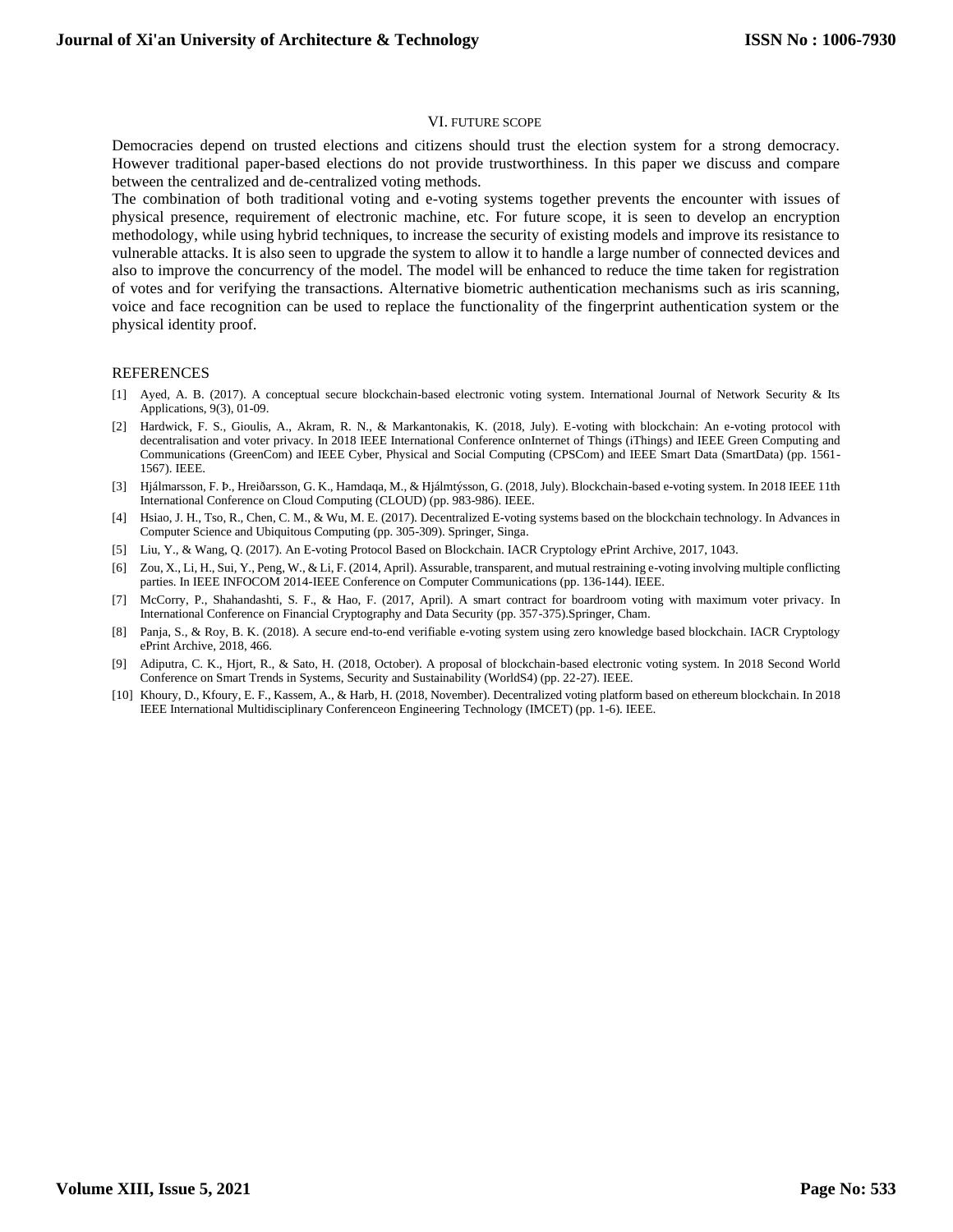## VI. FUTURE SCOPE

Democracies depend on trusted elections and citizens should trust the election system for a strong democracy. However traditional paper-based elections do not provide trustworthiness. In this paper we discuss and compare between the centralized and de-centralized voting methods.

The combination of both traditional voting and e-voting systems together prevents the encounter with issues of physical presence, requirement of electronic machine, etc. For future scope, it is seen to develop an encryption methodology, while using hybrid techniques, to increase the security of existing models and improve its resistance to vulnerable attacks. It is also seen to upgrade the system to allow it to handle a large number of connected devices and also to improve the concurrency of the model. The model will be enhanced to reduce the time taken for registration of votes and for verifying the transactions. Alternative biometric authentication mechanisms such as iris scanning, voice and face recognition can be used to replace the functionality of the fingerprint authentication system or the physical identity proof.

## REFERENCES

[1] Ayed, A. B. (2017). A conceptual secure blockchain-based electronic voting system. International Journal of Network Security & Its Applications, 9(3), 01-09.

[2] Hardwick, F. S., Gioulis, A., Akram, R. N., & Markantonakis, K. (2018, July). E-voting with blockchain: An e-voting protocol with decentralisation and voter privacy. In 2018 IEEE International Conference onInternet of Things (iThings) and IEEE Green Computing and Communications (GreenCom) and IEEE Cyber, Physical and Social Computing (CPSCom) and IEEE Smart Data (SmartData) (pp. 1561-1567). IEEE.

[3] Hjálmarsson, F. Þ., Hreiðarsson, G. K., Hamdaqa, M., & Hjálmtýsson, G. (2018, July). Blockchain-based e-voting system. In 2018 IEEE 11th International Conference on Cloud Computing (CLOUD) (pp. 983-986). IEEE.

[4] Hsiao, J. H., Tso, R., Chen, C. M., & Wu, M. E. (2017). Decentralized E-voting systems based on the blockchain technology. In Advances in Computer Science and Ubiquitous Computing (pp. 305-309). Springer, Singa.

[5] Liu, Y., & Wang, Q. (2017). An E-voting Protocol Based on Blockchain. IACR Cryptology ePrint Archive, 2017, 1043.

[6] Zou, X., Li, H., Sui, Y., Peng, W., & Li, F. (2014, April). Assurable, transparent, and mutual restraining e-voting involving multiple conflicting parties. In IEEE INFOCOM 2014-IEEE Conference on Computer Communications (pp. 136-144). IEEE.

[7] McCorry, P., Shahandashti, S. F., & Hao, F. (2017, April). A smart contract for boardroom voting with maximum voter privacy. In International Conference on Financial Cryptography and Data Security (pp. 357-375).Springer, Cham.

[8] Panja, S., & Roy, B. K. (2018). A secure end-to-end verifiable e-voting system using zero knowledge based blockchain. IACR Cryptology ePrint Archive, 2018, 466.

[9] Adiputra, C. K., Hjort, R., & Sato, H. (2018, October). A proposal of blockchain-based electronic voting system. In 2018 Second World Conference on Smart Trends in Systems, Security and Sustainability (WorldS4) (pp. 22-27). IEEE.

[10] Khoury, D., Kfoury, E. F., Kassem, A., & Harb, H. (2018, November). Decentralized voting platform based on ethereum blockchain. In 2018 IEEE International Multidisciplinary Conferenceon Engineering Technology (IMCET) (pp. 1-6). IEEE.